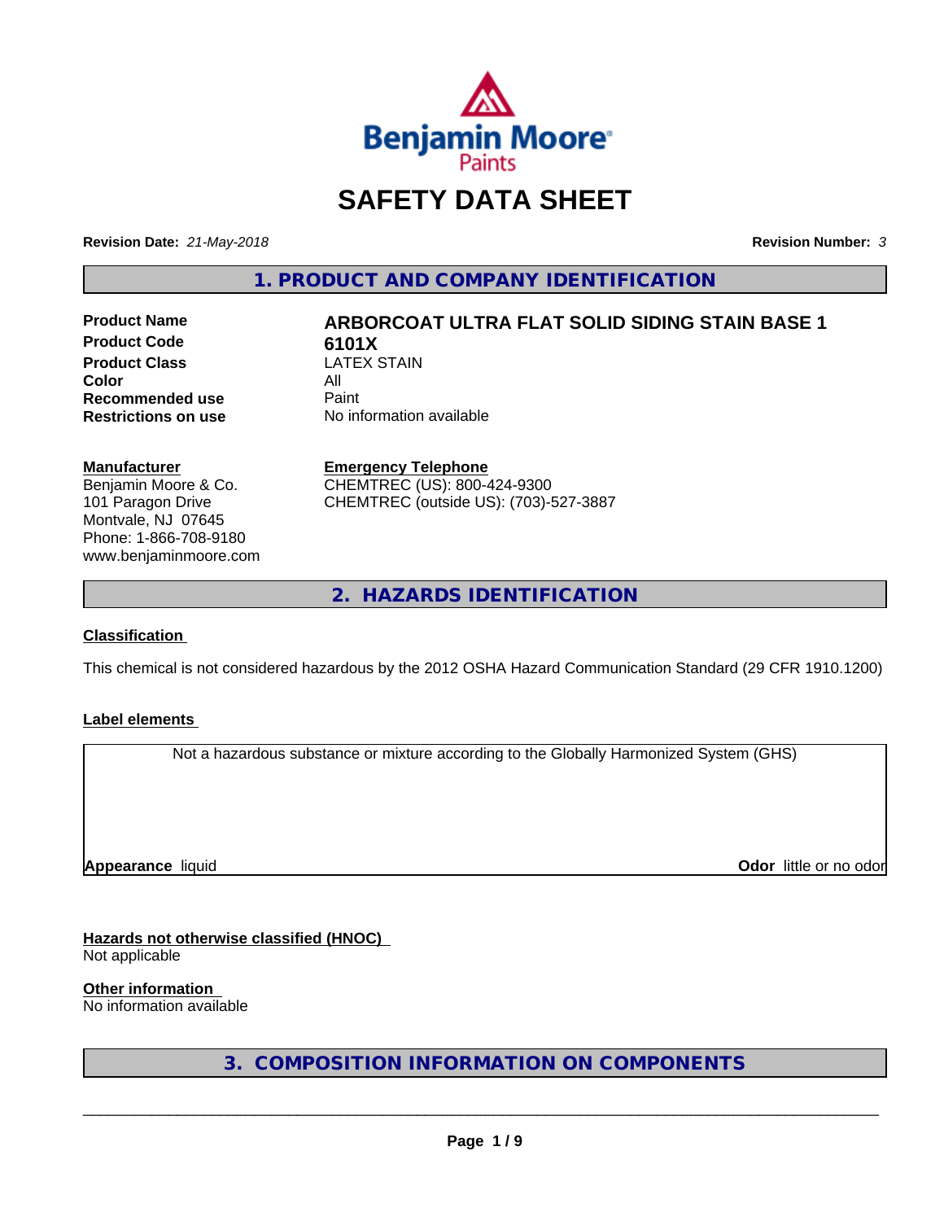Benjamin Moore Paints

# SAFETY DATA SHEET

**Revision Date:** *21-May-2018* **Revision Number:** *3*

## 1. PRODUCT AND COMPANY IDENTIFICATION

| | |
|---|---|
| **Product Name** | **ARBORCOAT ULTRA FLAT SOLID SIDING STAIN BASE 1** |
| **Product Code** | **6101X** |
| **Product Class** | LATEX STAIN |
| **Color** | All |
| **Recommended use** | Paint |
| **Restrictions on use** | No information available |

**Manufacturer**
Benjamin Moore & Co.
101 Paragon Drive
Montvale, NJ 07645
Phone: 1-866-708-9180
www.benjaminmoore.com

**Emergency Telephone**
CHEMTREC (US): 800-424-9300
CHEMTREC (outside US): (703)-527-3887

## 2. HAZARDS IDENTIFICATION

**Classification**

This chemical is not considered hazardous by the 2012 OSHA Hazard Communication Standard (29 CFR 1910.1200)

**Label elements**

Not a hazardous substance or mixture according to the Globally Harmonized System (GHS)

**Appearance** liquid **Odor** little or no odor

**Hazards not otherwise classified (HNOC)**
Not applicable

**Other information**
No information available

## 3. COMPOSITION INFORMATION ON COMPONENTS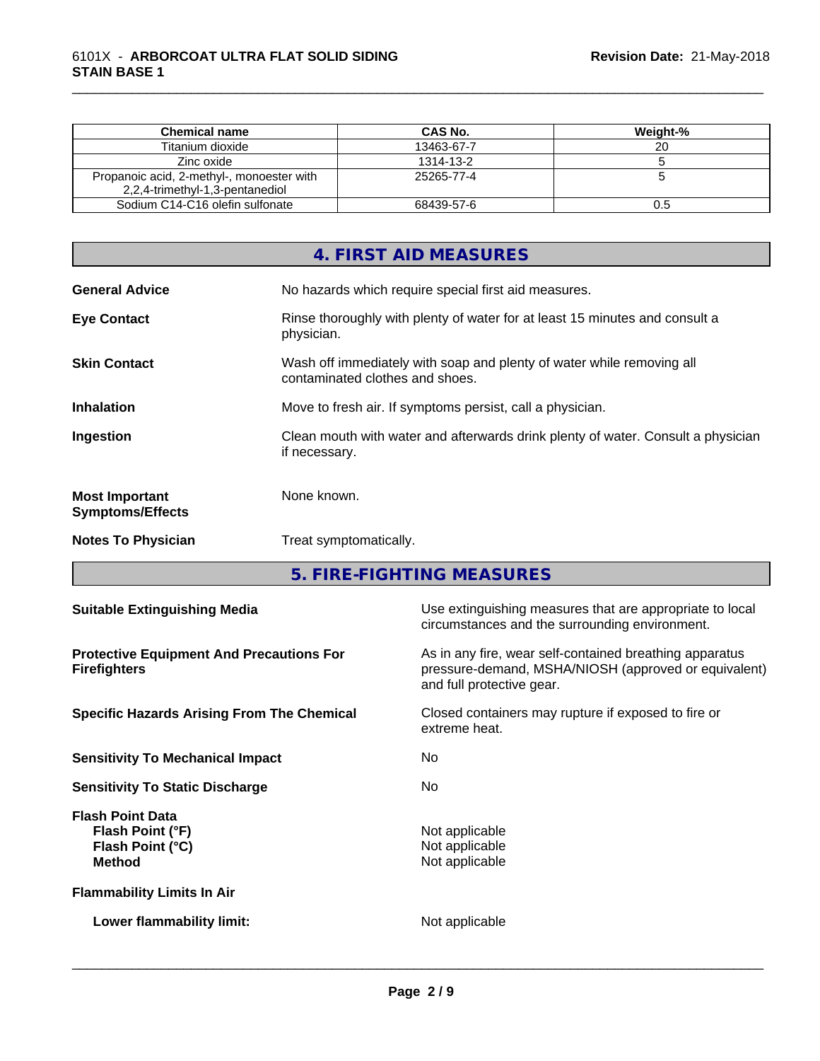| Chemical name | CAS No. | Weight-% |
|---|---|---|
| Titanium dioxide | 13463-67-7 | 20 |
| Zinc oxide | 1314-13-2 | 5 |
| Propanoic acid, 2-methyl-, monoester with 2,2,4-trimethyl-1,3-pentanediol | 25265-77-4 | 5 |
| Sodium C14-C16 olefin sulfonate | 68439-57-6 | 0.5 |

## 4. FIRST AID MEASURES

**General Advice**
No hazards which require special first aid measures.

**Eye Contact**
Rinse thoroughly with plenty of water for at least 15 minutes and consult a physician.

**Skin Contact**
Wash off immediately with soap and plenty of water while removing all contaminated clothes and shoes.

**Inhalation**
Move to fresh air. If symptoms persist, call a physician.

**Ingestion**
Clean mouth with water and afterwards drink plenty of water. Consult a physician if necessary.

**Most Important Symptoms/Effects**
None known.

**Notes To Physician**
Treat symptomatically.

## 5. FIRE-FIGHTING MEASURES

**Suitable Extinguishing Media**
Use extinguishing measures that are appropriate to local circumstances and the surrounding environment.

**Protective Equipment And Precautions For Firefighters**
As in any fire, wear self-contained breathing apparatus pressure-demand, MSHA/NIOSH (approved or equivalent) and full protective gear.

**Specific Hazards Arising From The Chemical**
Closed containers may rupture if exposed to fire or extreme heat.

**Sensitivity To Mechanical Impact**
No

**Sensitivity To Static Discharge**
No

**Flash Point Data**
**Flash Point (°F)** Not applicable
**Flash Point (°C)** Not applicable
**Method** Not applicable

**Flammability Limits In Air**

**Lower flammability limit:** Not applicable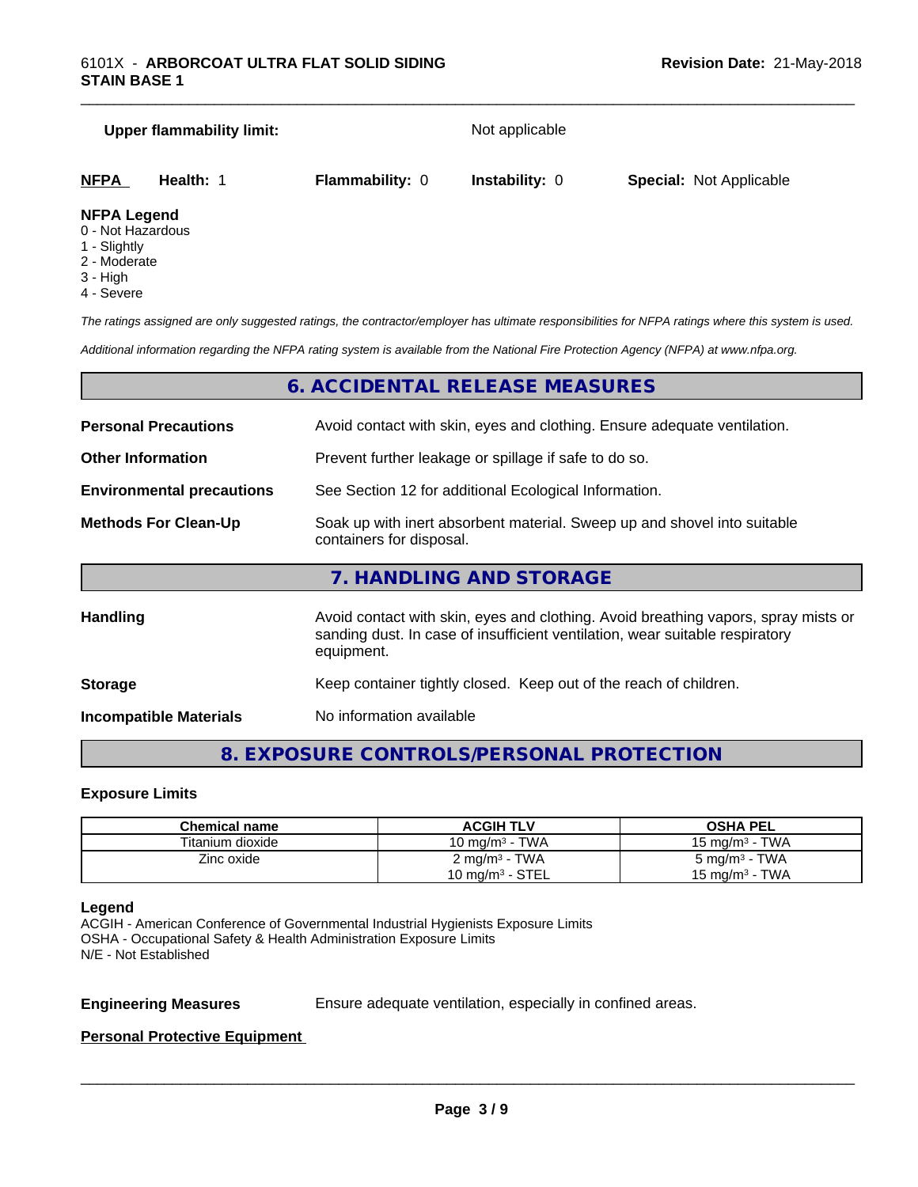**Upper flammability limit:** Not applicable

| **NFPA** | **Health:** 1 | **Flammability:** 0 | **Instability:** 0 | **Special:** Not Applicable |
|---|---|---|---|---|

**NFPA Legend**
0 - Not Hazardous
1 - Slightly
2 - Moderate
3 - High
4 - Severe

*The ratings assigned are only suggested ratings, the contractor/employer has ultimate responsibilities for NFPA ratings where this system is used.*

*Additional information regarding the NFPA rating system is available from the National Fire Protection Agency (NFPA) at www.nfpa.org.*

## 6. ACCIDENTAL RELEASE MEASURES

**Personal Precautions** Avoid contact with skin, eyes and clothing. Ensure adequate ventilation.

**Other Information** Prevent further leakage or spillage if safe to do so.

**Environmental precautions** See Section 12 for additional Ecological Information.

**Methods For Clean-Up** Soak up with inert absorbent material. Sweep up and shovel into suitable containers for disposal.

## 7. HANDLING AND STORAGE

**Handling** Avoid contact with skin, eyes and clothing. Avoid breathing vapors, spray mists or sanding dust. In case of insufficient ventilation, wear suitable respiratory equipment.

**Storage** Keep container tightly closed. Keep out of the reach of children.

**Incompatible Materials** No information available

## 8. EXPOSURE CONTROLS/PERSONAL PROTECTION

### Exposure Limits

| Chemical name | ACGIH TLV | OSHA PEL |
|---|---|---|
| Titanium dioxide | 10 mg/m³ - TWA | 15 mg/m³ - TWA |
| Zinc oxide | 2 mg/m³ - TWA<br>10 mg/m³ - STEL | 5 mg/m³ - TWA<br>15 mg/m³ - TWA |

**Legend**
ACGIH - American Conference of Governmental Industrial Hygienists Exposure Limits
OSHA - Occupational Safety & Health Administration Exposure Limits
N/E - Not Established

**Engineering Measures** Ensure adequate ventilation, especially in confined areas.

**Personal Protective Equipment**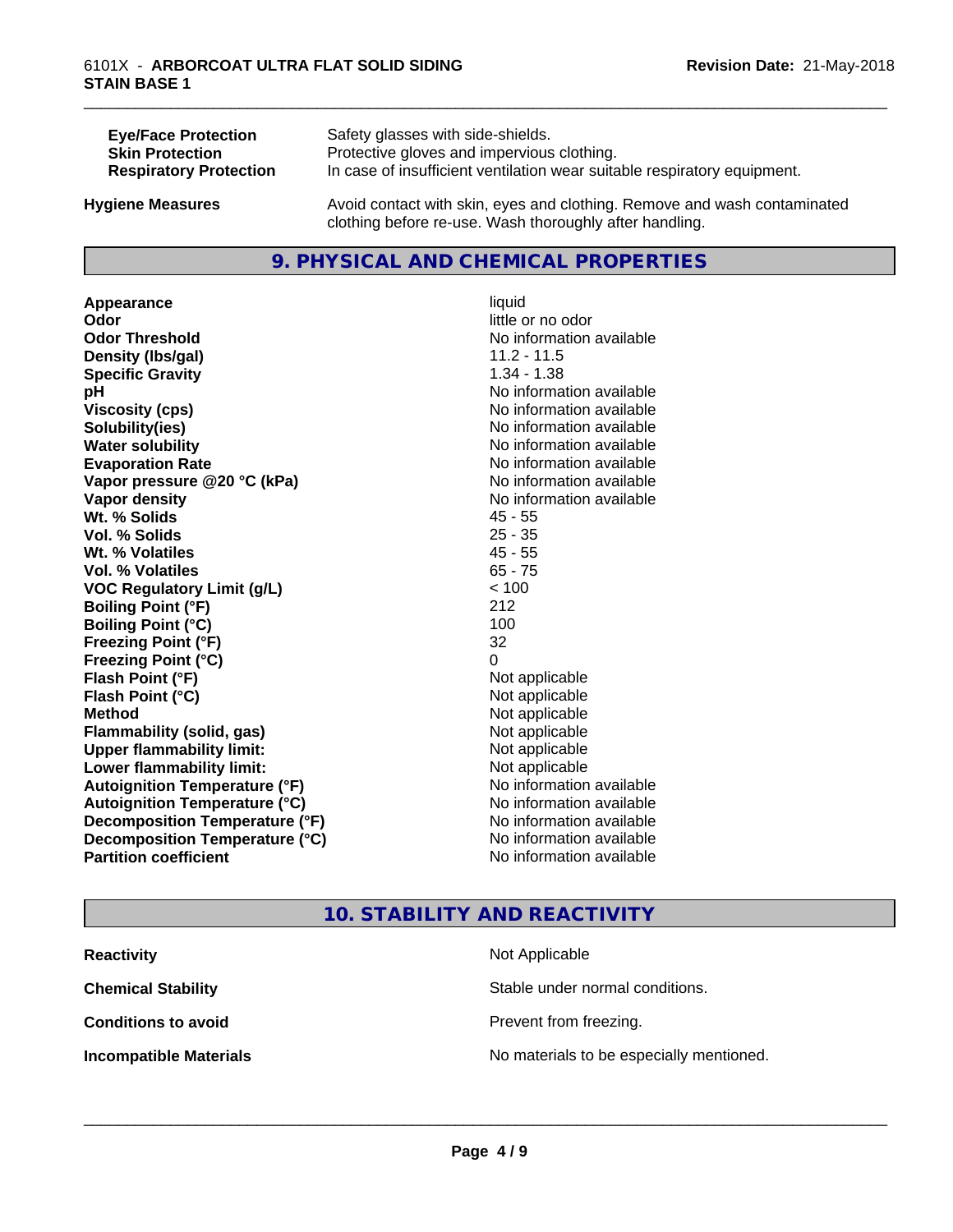| | |
|---|---|
| **Eye/Face Protection** | Safety glasses with side-shields. |
| **Skin Protection** | Protective gloves and impervious clothing. |
| **Respiratory Protection** | In case of insufficient ventilation wear suitable respiratory equipment. |

**Hygiene Measures** Avoid contact with skin, eyes and clothing. Remove and wash contaminated clothing before re-use. Wash thoroughly after handling.

## 9. PHYSICAL AND CHEMICAL PROPERTIES

| | |
|---|---|
| **Appearance** | liquid |
| **Odor** | little or no odor |
| **Odor Threshold** | No information available |
| **Density (lbs/gal)** | 11.2 - 11.5 |
| **Specific Gravity** | 1.34 - 1.38 |
| **pH** | No information available |
| **Viscosity (cps)** | No information available |
| **Solubility(ies)** | No information available |
| **Water solubility** | No information available |
| **Evaporation Rate** | No information available |
| **Vapor pressure @20 °C (kPa)** | No information available |
| **Vapor density** | No information available |
| **Wt. % Solids** | 45 - 55 |
| **Vol. % Solids** | 25 - 35 |
| **Wt. % Volatiles** | 45 - 55 |
| **Vol. % Volatiles** | 65 - 75 |
| **VOC Regulatory Limit (g/L)** | < 100 |
| **Boiling Point (°F)** | 212 |
| **Boiling Point (°C)** | 100 |
| **Freezing Point (°F)** | 32 |
| **Freezing Point (°C)** | 0 |
| **Flash Point (°F)** | Not applicable |
| **Flash Point (°C)** | Not applicable |
| **Method** | Not applicable |
| **Flammability (solid, gas)** | Not applicable |
| **Upper flammability limit:** | Not applicable |
| **Lower flammability limit:** | Not applicable |
| **Autoignition Temperature (°F)** | No information available |
| **Autoignition Temperature (°C)** | No information available |
| **Decomposition Temperature (°F)** | No information available |
| **Decomposition Temperature (°C)** | No information available |
| **Partition coefficient** | No information available |

## 10. STABILITY AND REACTIVITY

| | |
|---|---|
| **Reactivity** | Not Applicable |
| **Chemical Stability** | Stable under normal conditions. |
| **Conditions to avoid** | Prevent from freezing. |
| **Incompatible Materials** | No materials to be especially mentioned. |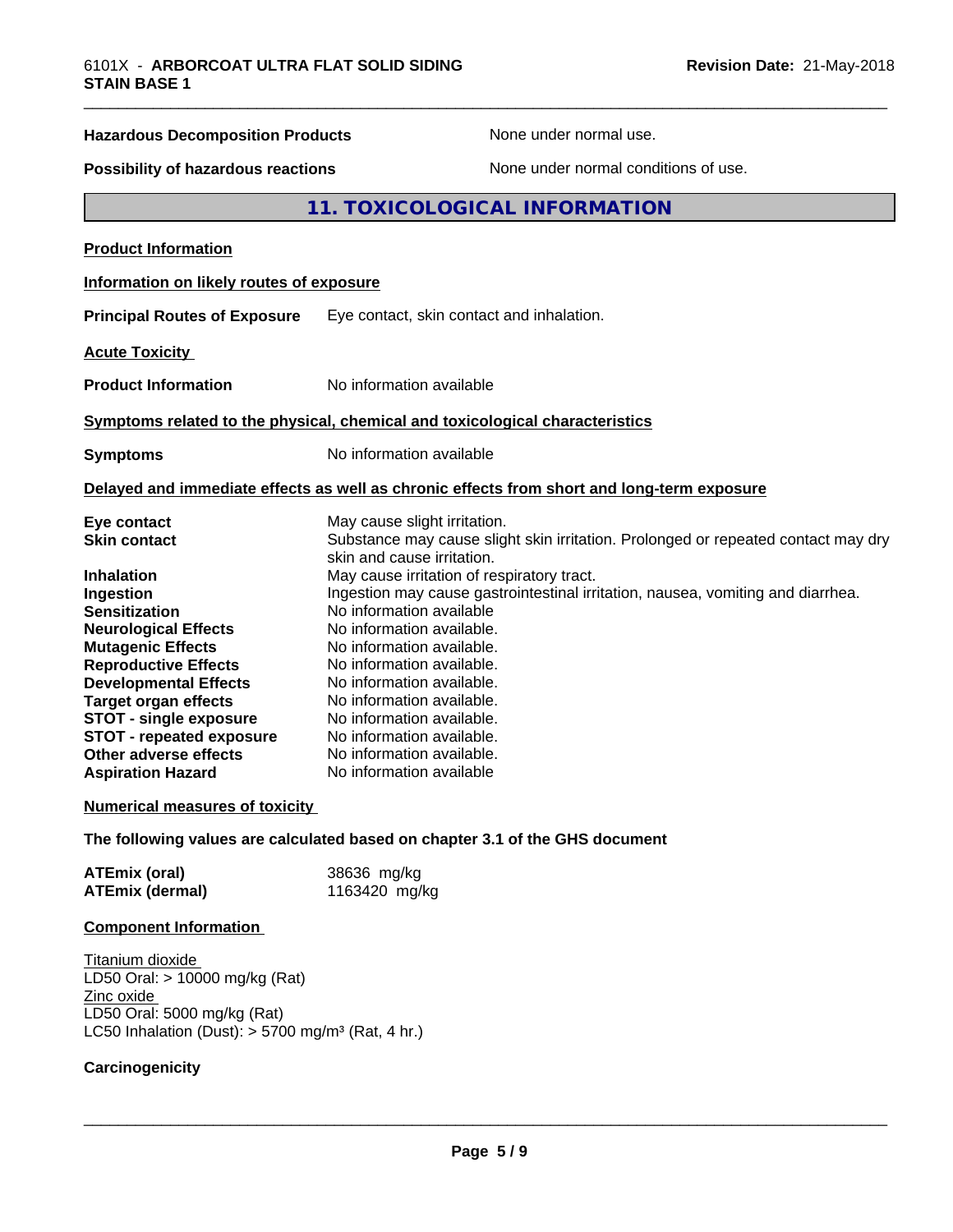| | |
|---|---|
| **Hazardous Decomposition Products** | None under normal use. |
| **Possibility of hazardous reactions** | None under normal conditions of use. |

## 11. TOXICOLOGICAL INFORMATION

**Product Information**

**Information on likely routes of exposure**

**Principal Routes of Exposure** Eye contact, skin contact and inhalation.

**Acute Toxicity**

**Product Information** No information available

**Symptoms related to the physical, chemical and toxicological characteristics**

**Symptoms** No information available

**Delayed and immediate effects as well as chronic effects from short and long-term exposure**

| | |
|---|---|
| **Eye contact** | May cause slight irritation. |
| **Skin contact** | Substance may cause slight skin irritation. Prolonged or repeated contact may dry skin and cause irritation. |
| **Inhalation** | May cause irritation of respiratory tract. |
| **Ingestion** | Ingestion may cause gastrointestinal irritation, nausea, vomiting and diarrhea. |
| **Sensitization** | No information available |
| **Neurological Effects** | No information available. |
| **Mutagenic Effects** | No information available. |
| **Reproductive Effects** | No information available. |
| **Developmental Effects** | No information available. |
| **Target organ effects** | No information available. |
| **STOT - single exposure** | No information available. |
| **STOT - repeated exposure** | No information available. |
| **Other adverse effects** | No information available. |
| **Aspiration Hazard** | No information available |

**Numerical measures of toxicity**

**The following values are calculated based on chapter 3.1 of the GHS document**

| | |
|---|---|
| **ATEmix (oral)** | 38636 mg/kg |
| **ATEmix (dermal)** | 1163420 mg/kg |

**Component Information**

Titanium dioxide
LD50 Oral: > 10000 mg/kg (Rat)
Zinc oxide
LD50 Oral: 5000 mg/kg (Rat)
LC50 Inhalation (Dust): > 5700 mg/m³ (Rat, 4 hr.)

**Carcinogenicity**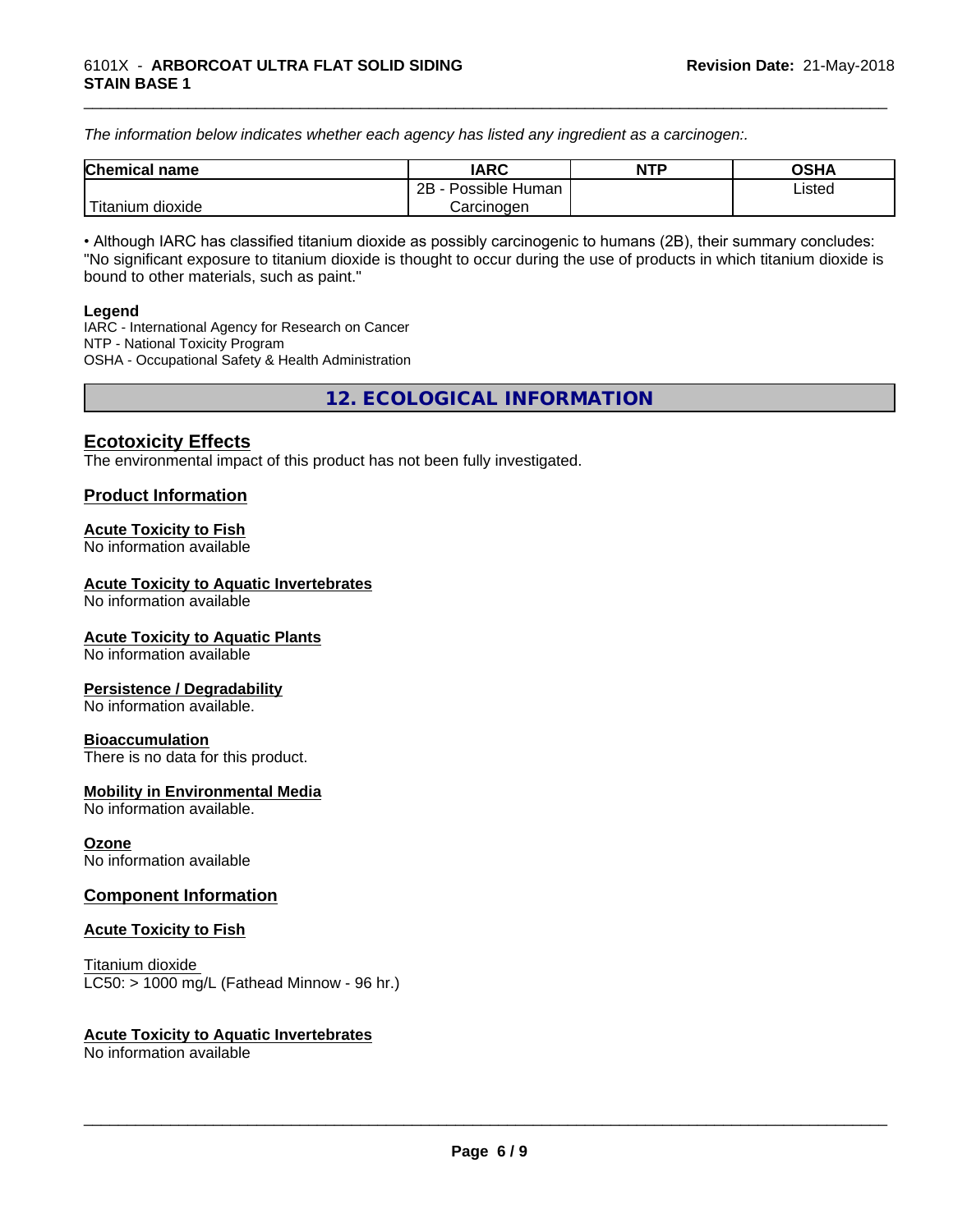*The information below indicates whether each agency has listed any ingredient as a carcinogen:.*

| Chemical name | IARC | NTP | OSHA |
|---|---|---|---|
| Titanium dioxide | 2B - Possible Human Carcinogen | | Listed |

• Although IARC has classified titanium dioxide as possibly carcinogenic to humans (2B), their summary concludes: "No significant exposure to titanium dioxide is thought to occur during the use of products in which titanium dioxide is bound to other materials, such as paint."

**Legend**
IARC - International Agency for Research on Cancer
NTP - National Toxicity Program
OSHA - Occupational Safety & Health Administration

## 12. ECOLOGICAL INFORMATION

### Ecotoxicity Effects
The environmental impact of this product has not been fully investigated.

### Product Information

**Acute Toxicity to Fish**
No information available

**Acute Toxicity to Aquatic Invertebrates**
No information available

**Acute Toxicity to Aquatic Plants**
No information available

**Persistence / Degradability**
No information available.

**Bioaccumulation**
There is no data for this product.

**Mobility in Environmental Media**
No information available.

**Ozone**
No information available

### Component Information

**Acute Toxicity to Fish**

Titanium dioxide
LC50: > 1000 mg/L (Fathead Minnow - 96 hr.)

**Acute Toxicity to Aquatic Invertebrates**
No information available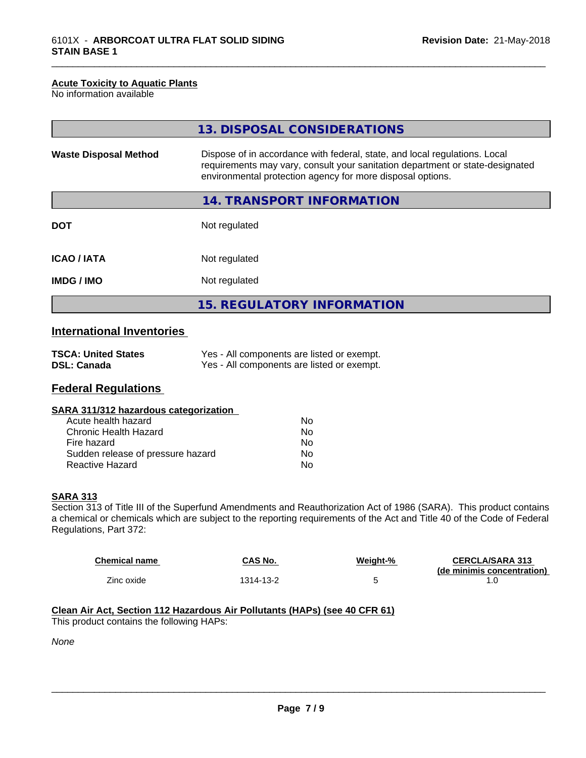**Acute Toxicity to Aquatic Plants**
No information available

## 13. DISPOSAL CONSIDERATIONS

| | |
|---|---|
| **Waste Disposal Method** | Dispose of in accordance with federal, state, and local regulations. Local requirements may vary, consult your sanitation department or state-designated environmental protection agency for more disposal options. |

## 14. TRANSPORT INFORMATION

| | |
|---|---|
| **DOT** | Not regulated |
| **ICAO / IATA** | Not regulated |
| **IMDG / IMO** | Not regulated |

## 15. REGULATORY INFORMATION

### International Inventories

| | |
|---|---|
| **TSCA: United States** | Yes - All components are listed or exempt. |
| **DSL: Canada** | Yes - All components are listed or exempt. |

### Federal Regulations

**SARA 311/312 hazardous categorization**

| | |
|---|---|
| Acute health hazard | No |
| Chronic Health Hazard | No |
| Fire hazard | No |
| Sudden release of pressure hazard | No |
| Reactive Hazard | No |

**SARA 313**
Section 313 of Title III of the Superfund Amendments and Reauthorization Act of 1986 (SARA). This product contains a chemical or chemicals which are subject to the reporting requirements of the Act and Title 40 of the Code of Federal Regulations, Part 372:

| Chemical name | CAS No. | Weight-% | CERCLA/SARA 313 (de minimis concentration) |
|---|---|---|---|
| Zinc oxide | 1314-13-2 | 5 | 1.0 |

**Clean Air Act, Section 112 Hazardous Air Pollutants (HAPs) (see 40 CFR 61)**
This product contains the following HAPs:

*None*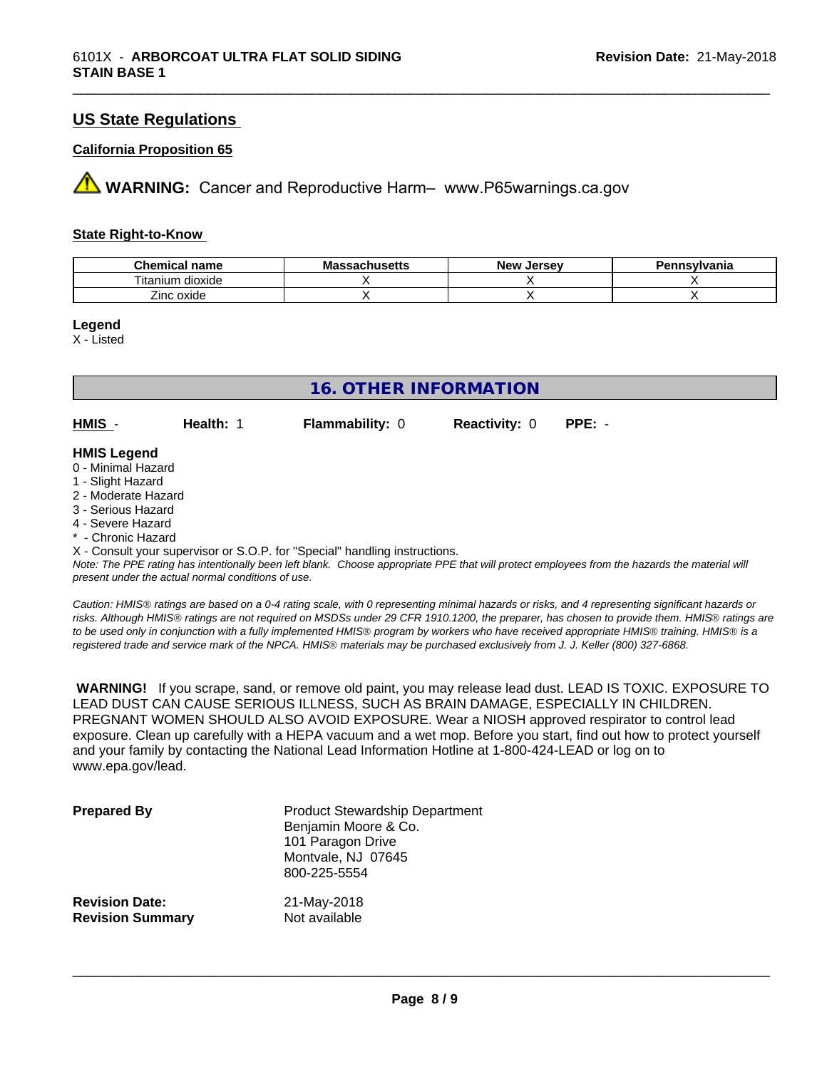## US State Regulations

### California Proposition 65

⚠ **WARNING:** Cancer and Reproductive Harm– www.P65warnings.ca.gov

### State Right-to-Know

| Chemical name | Massachusetts | New Jersey | Pennsylvania |
| --- | --- | --- | --- |
| Titanium dioxide | X | X | X |
| Zinc oxide | X | X | X |

**Legend**

X - Listed

## 16. OTHER INFORMATION

**HMIS** - **Health:** 1 **Flammability:** 0 **Reactivity:** 0 **PPE:** -

**HMIS Legend**

0 - Minimal Hazard
1 - Slight Hazard
2 - Moderate Hazard
3 - Serious Hazard
4 - Severe Hazard
* - Chronic Hazard
X - Consult your supervisor or S.O.P. for "Special" handling instructions.

*Note: The PPE rating has intentionally been left blank. Choose appropriate PPE that will protect employees from the hazards the material will present under the actual normal conditions of use.*

*Caution: HMIS® ratings are based on a 0-4 rating scale, with 0 representing minimal hazards or risks, and 4 representing significant hazards or risks. Although HMIS® ratings are not required on MSDSs under 29 CFR 1910.1200, the preparer, has chosen to provide them. HMIS® ratings are to be used only in conjunction with a fully implemented HMIS® program by workers who have received appropriate HMIS® training. HMIS® is a registered trade and service mark of the NPCA. HMIS® materials may be purchased exclusively from J. J. Keller (800) 327-6868.*

**WARNING!** If you scrape, sand, or remove old paint, you may release lead dust. LEAD IS TOXIC. EXPOSURE TO LEAD DUST CAN CAUSE SERIOUS ILLNESS, SUCH AS BRAIN DAMAGE, ESPECIALLY IN CHILDREN. PREGNANT WOMEN SHOULD ALSO AVOID EXPOSURE. Wear a NIOSH approved respirator to control lead exposure. Clean up carefully with a HEPA vacuum and a wet mop. Before you start, find out how to protect yourself and your family by contacting the National Lead Information Hotline at 1-800-424-LEAD or log on to www.epa.gov/lead.

**Prepared By**
Product Stewardship Department
Benjamin Moore & Co.
101 Paragon Drive
Montvale, NJ 07645
800-225-5554

**Revision Date:** 21-May-2018
**Revision Summary** Not available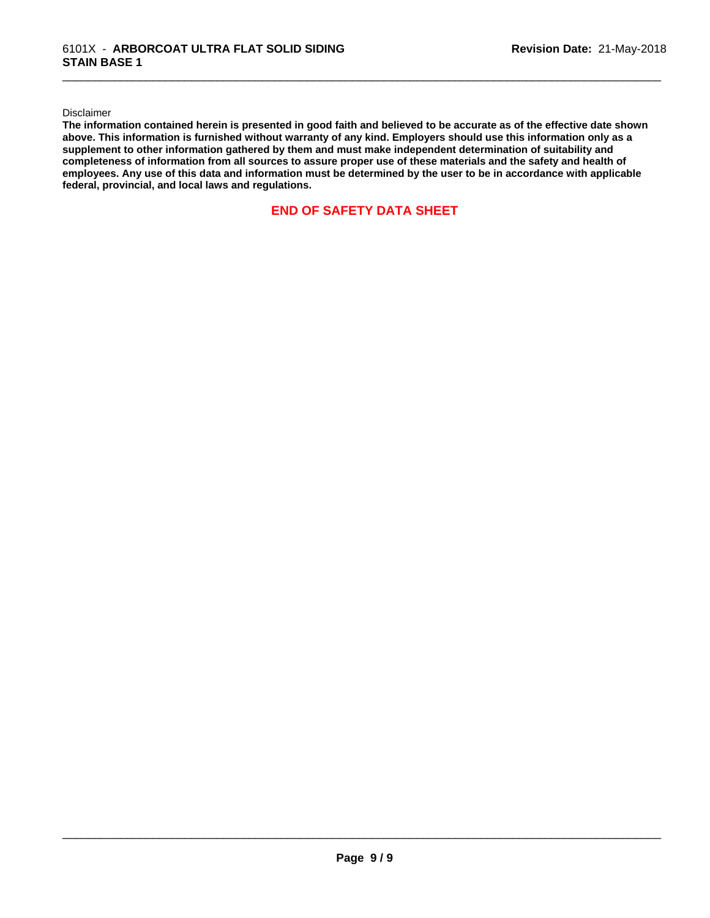Disclaimer

**The information contained herein is presented in good faith and believed to be accurate as of the effective date shown above. This information is furnished without warranty of any kind. Employers should use this information only as a supplement to other information gathered by them and must make independent determination of suitability and completeness of information from all sources to assure proper use of these materials and the safety and health of employees. Any use of this data and information must be determined by the user to be in accordance with applicable federal, provincial, and local laws and regulations.**

**END OF SAFETY DATA SHEET**